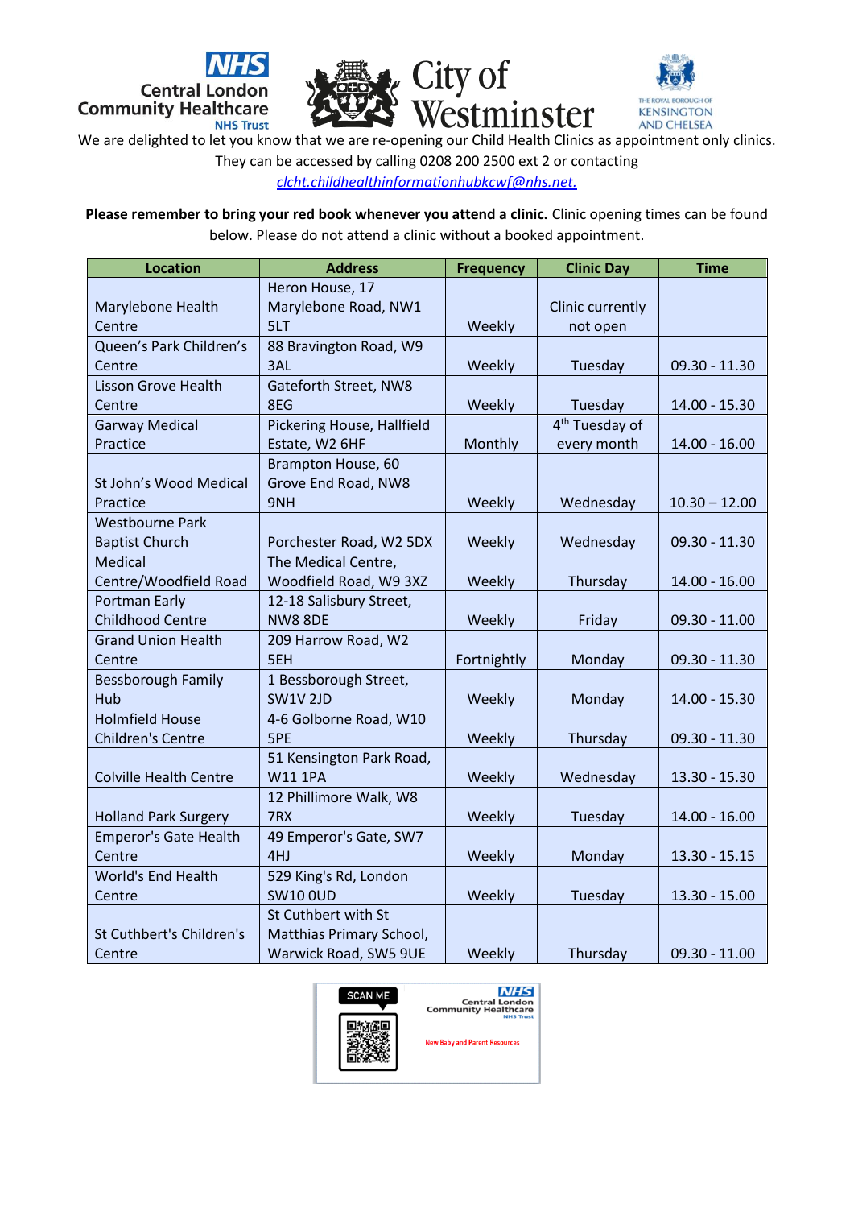We are delighted to let you know that we are re-opening our Child Health Clinics as appointment only clinics. They can be accessed by calling 0208 200 2500 ext 2 or contacting clcht.childhealthinformationhubkcwf@nhs.net.

**Please remember to bring your red book whenever you attend a clinic.** Clinic opening times can be found below. Please do not attend a clinic without a booked appointment.

| Location | Address | Frequency | Clinic Day | Time |
|---|---|---|---|---|
| Marylebone Health Centre | Heron House, 17 Marylebone Road, NW1 5LT | Weekly | Clinic currently not open | |
| Queen's Park Children's Centre | 88 Bravington Road, W9 3AL | Weekly | Tuesday | 09.30 - 11.30 |
| Lisson Grove Health Centre | Gateforth Street, NW8 8EG | Weekly | Tuesday | 14.00 - 15.30 |
| Garway Medical Practice | Pickering House, Hallfield Estate, W2 6HF | Monthly | 4th Tuesday of every month | 14.00 - 16.00 |
| St John's Wood Medical Practice | Brampton House, 60 Grove End Road, NW8 9NH | Weekly | Wednesday | 10.30 – 12.00 |
| Westbourne Park Baptist Church | Porchester Road, W2 5DX | Weekly | Wednesday | 09.30 - 11.30 |
| Medical Centre/Woodfield Road | The Medical Centre, Woodfield Road, W9 3XZ | Weekly | Thursday | 14.00 - 16.00 |
| Portman Early Childhood Centre | 12-18 Salisbury Street, NW8 8DE | Weekly | Friday | 09.30 - 11.00 |
| Grand Union Health Centre | 209 Harrow Road, W2 5EH | Fortnightly | Monday | 09.30 - 11.30 |
| Bessborough Family Hub | 1 Bessborough Street, SW1V 2JD | Weekly | Monday | 14.00 - 15.30 |
| Holmfield House Children's Centre | 4-6 Golborne Road, W10 5PE | Weekly | Thursday | 09.30 - 11.30 |
| Colville Health Centre | 51 Kensington Park Road, W11 1PA | Weekly | Wednesday | 13.30 - 15.30 |
| Holland Park Surgery | 12 Phillimore Walk, W8 7RX | Weekly | Tuesday | 14.00 - 16.00 |
| Emperor's Gate Health Centre | 49 Emperor's Gate, SW7 4HJ | Weekly | Monday | 13.30 - 15.15 |
| World's End Health Centre | 529 King's Rd, London SW10 0UD | Weekly | Tuesday | 13.30 - 15.00 |
| St Cuthbert's Children's Centre | St Cuthbert with St Matthias Primary School, Warwick Road, SW5 9UE | Weekly | Thursday | 09.30 - 11.00 |

SCAN ME

Central London Community Healthcare NHS Trust

New Baby and Parent Resources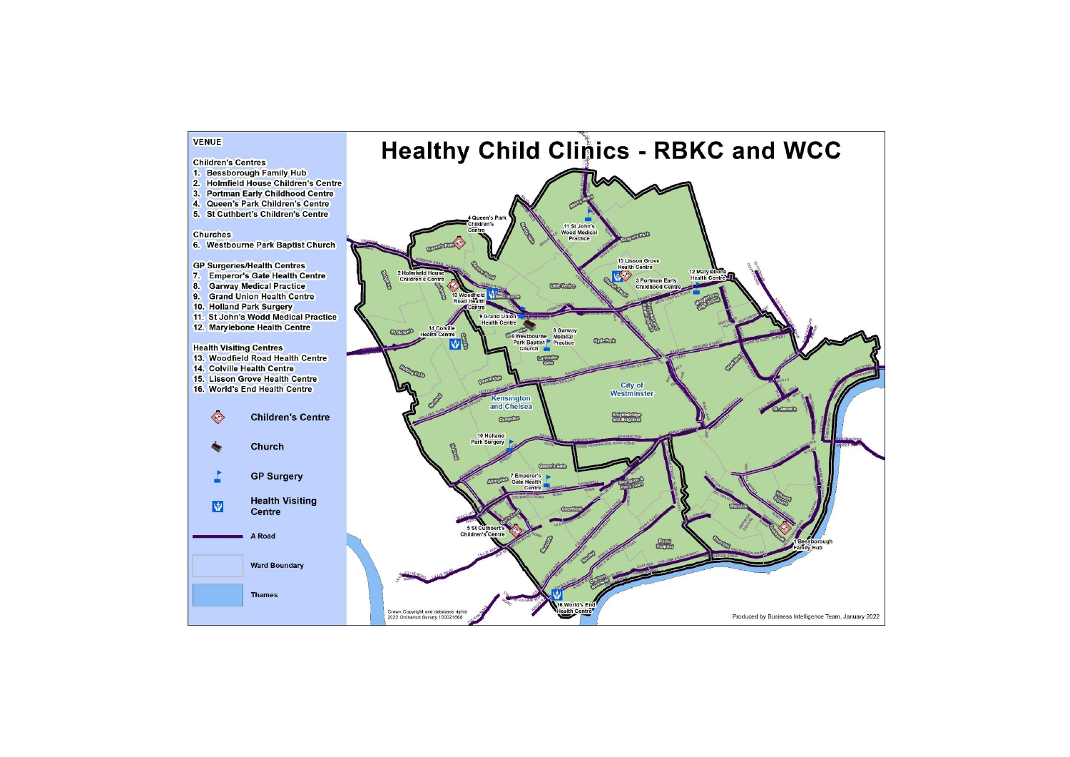# Healthy Child Clinics - RBKC and WCC

## VENUE

**Children's Centres**
1. Bessborough Family Hub
2. Holmfield House Children's Centre
3. Portman Early Childhood Centre
4. Queen's Park Children's Centre
5. St Cuthbert's Children's Centre

**Churches**
6. Westbourne Park Baptist Church

**GP Surgeries/Health Centres**
7. Emperor's Gate Health Centre
8. Garway Medical Practice
9. Grand Union Health Centre
10. Holland Park Surgery
11. St John's Wodd Medical Practice
12. Marylebone Health Centre

**Health Visiting Centres**
13. Woodfield Road Health Centre
14. Colville Health Centre
15. Lisson Grove Health Centre
16. World's End Health Centre

Children's Centre

Church

GP Surgery

Health Visiting Centre

A Road

Ward Boundary

Thames

4 Queen's Park Children's Centre
11 St John's Wood Medical Practice
15 Lisson Grove Health Centre
12 Marylebone Health Centre
3 Portman Early Childhood Centre
2 Holmfield House Children's Centre
13 Woodfield Road Health Centre
9 Grand Union Health Centre
14 Colville Health Centre
6 Westbourne Park Baptist Church
8 Garway Medical Practice
Kensington and Chelsea
City of Westminster
10 Holland Park Surgery
7 Emperor's Gate Health Centre
5 St Cuthbert's Children's Centre
1 Bessborough Family Hub
16 World's End Health Centre

Crown Copyright and database rights 2022 Ordnance Survey 100021668

Produced by Business Intelligence Team, January 2022